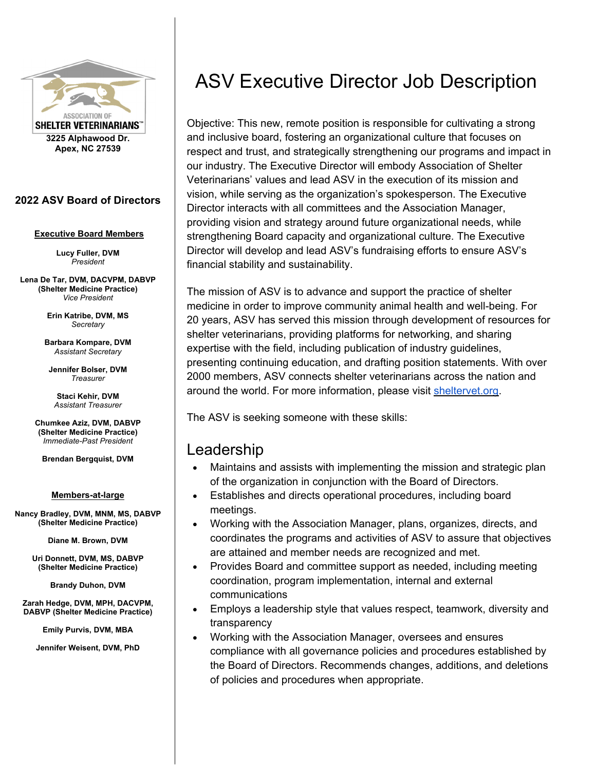ASSOCIATION OF
**SHELTER VETERINARIANS™**

**3225 Alphawood Dr.**
**Apex, NC 27539**

### 2022 ASV Board of Directors

**Executive Board Members**

**Lucy Fuller, DVM**
*President*

**Lena De Tar, DVM, DACVPM, DABVP (Shelter Medicine Practice)**
*Vice President*

**Erin Katribe, DVM, MS**
*Secretary*

**Barbara Kompare, DVM**
*Assistant Secretary*

**Jennifer Bolser, DVM**
*Treasurer*

**Staci Kehir, DVM**
*Assistant Treasurer*

**Chumkee Aziz, DVM, DABVP (Shelter Medicine Practice)**
*Immediate-Past President*

**Brendan Bergquist, DVM**

**Members-at-large**

**Nancy Bradley, DVM, MNM, MS, DABVP (Shelter Medicine Practice)**

**Diane M. Brown, DVM**

**Uri Donnett, DVM, MS, DABVP (Shelter Medicine Practice)**

**Brandy Duhon, DVM**

**Zarah Hedge, DVM, MPH, DACVPM, DABVP (Shelter Medicine Practice)**

**Emily Purvis, DVM, MBA**

**Jennifer Weisent, DVM, PhD**

# ASV Executive Director Job Description

Objective: This new, remote position is responsible for cultivating a strong and inclusive board, fostering an organizational culture that focuses on respect and trust, and strategically strengthening our programs and impact in our industry. The Executive Director will embody Association of Shelter Veterinarians' values and lead ASV in the execution of its mission and vision, while serving as the organization's spokesperson. The Executive Director interacts with all committees and the Association Manager, providing vision and strategy around future organizational needs, while strengthening Board capacity and organizational culture. The Executive Director will develop and lead ASV's fundraising efforts to ensure ASV's financial stability and sustainability.

The mission of ASV is to advance and support the practice of shelter medicine in order to improve community animal health and well-being. For 20 years, ASV has served this mission through development of resources for shelter veterinarians, providing platforms for networking, and sharing expertise with the field, including publication of industry guidelines, presenting continuing education, and drafting position statements. With over 2000 members, ASV connects shelter veterinarians across the nation and around the world. For more information, please visit [sheltervet.org](sheltervet.org).

The ASV is seeking someone with these skills:

## Leadership

- Maintains and assists with implementing the mission and strategic plan of the organization in conjunction with the Board of Directors.
- Establishes and directs operational procedures, including board meetings.
- Working with the Association Manager, plans, organizes, directs, and coordinates the programs and activities of ASV to assure that objectives are attained and member needs are recognized and met.
- Provides Board and committee support as needed, including meeting coordination, program implementation, internal and external communications
- Employs a leadership style that values respect, teamwork, diversity and transparency
- Working with the Association Manager, oversees and ensures compliance with all governance policies and procedures established by the Board of Directors. Recommends changes, additions, and deletions of policies and procedures when appropriate.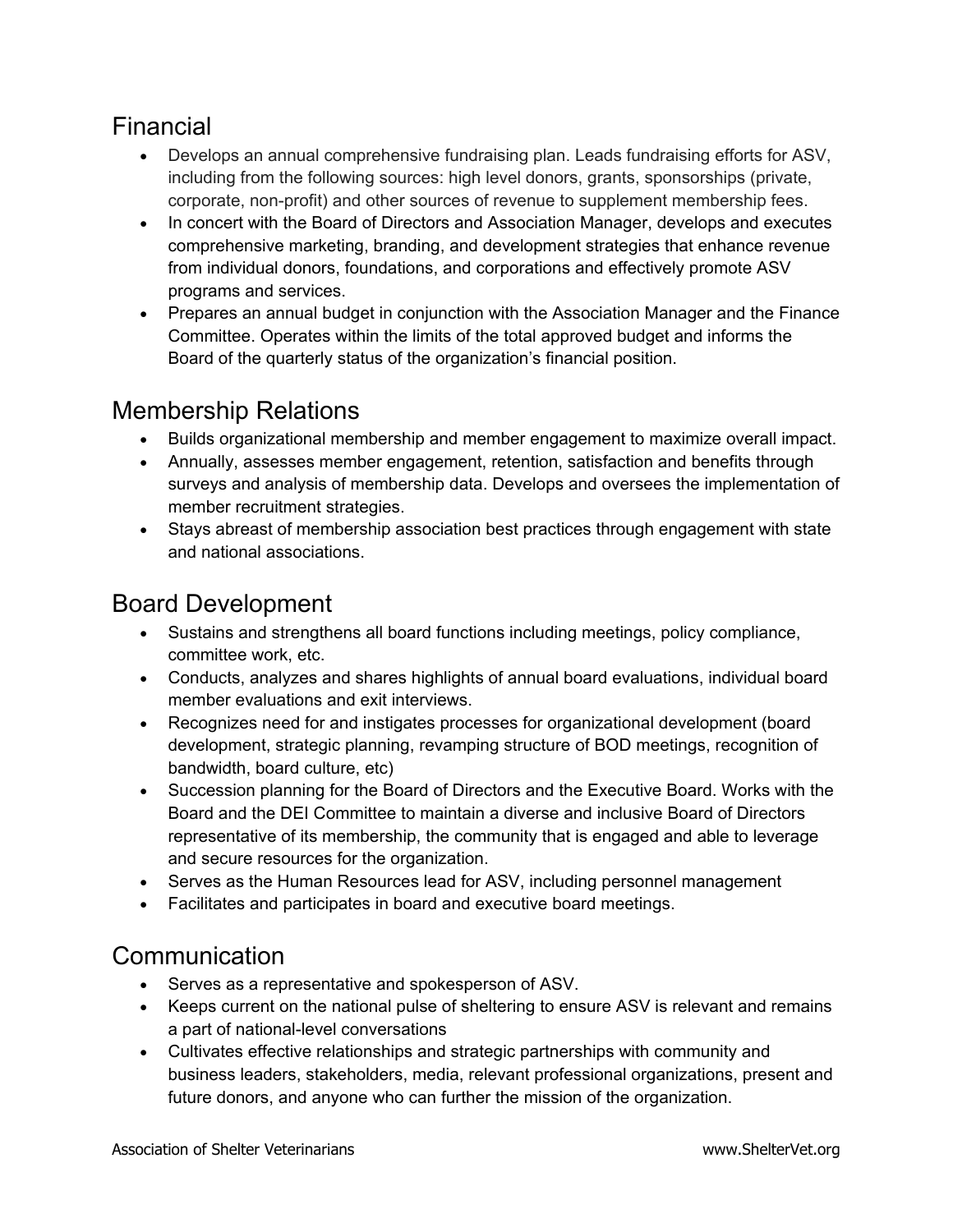## Financial

- Develops an annual comprehensive fundraising plan. Leads fundraising efforts for ASV, including from the following sources: high level donors, grants, sponsorships (private, corporate, non-profit) and other sources of revenue to supplement membership fees.
- In concert with the Board of Directors and Association Manager, develops and executes comprehensive marketing, branding, and development strategies that enhance revenue from individual donors, foundations, and corporations and effectively promote ASV programs and services.
- Prepares an annual budget in conjunction with the Association Manager and the Finance Committee. Operates within the limits of the total approved budget and informs the Board of the quarterly status of the organization's financial position.

## Membership Relations

- Builds organizational membership and member engagement to maximize overall impact.
- Annually, assesses member engagement, retention, satisfaction and benefits through surveys and analysis of membership data. Develops and oversees the implementation of member recruitment strategies.
- Stays abreast of membership association best practices through engagement with state and national associations.

## Board Development

- Sustains and strengthens all board functions including meetings, policy compliance, committee work, etc.
- Conducts, analyzes and shares highlights of annual board evaluations, individual board member evaluations and exit interviews.
- Recognizes need for and instigates processes for organizational development (board development, strategic planning, revamping structure of BOD meetings, recognition of bandwidth, board culture, etc)
- Succession planning for the Board of Directors and the Executive Board. Works with the Board and the DEI Committee to maintain a diverse and inclusive Board of Directors representative of its membership, the community that is engaged and able to leverage and secure resources for the organization.
- Serves as the Human Resources lead for ASV, including personnel management
- Facilitates and participates in board and executive board meetings.

## Communication

- Serves as a representative and spokesperson of ASV.
- Keeps current on the national pulse of sheltering to ensure ASV is relevant and remains a part of national-level conversations
- Cultivates effective relationships and strategic partnerships with community and business leaders, stakeholders, media, relevant professional organizations, present and future donors, and anyone who can further the mission of the organization.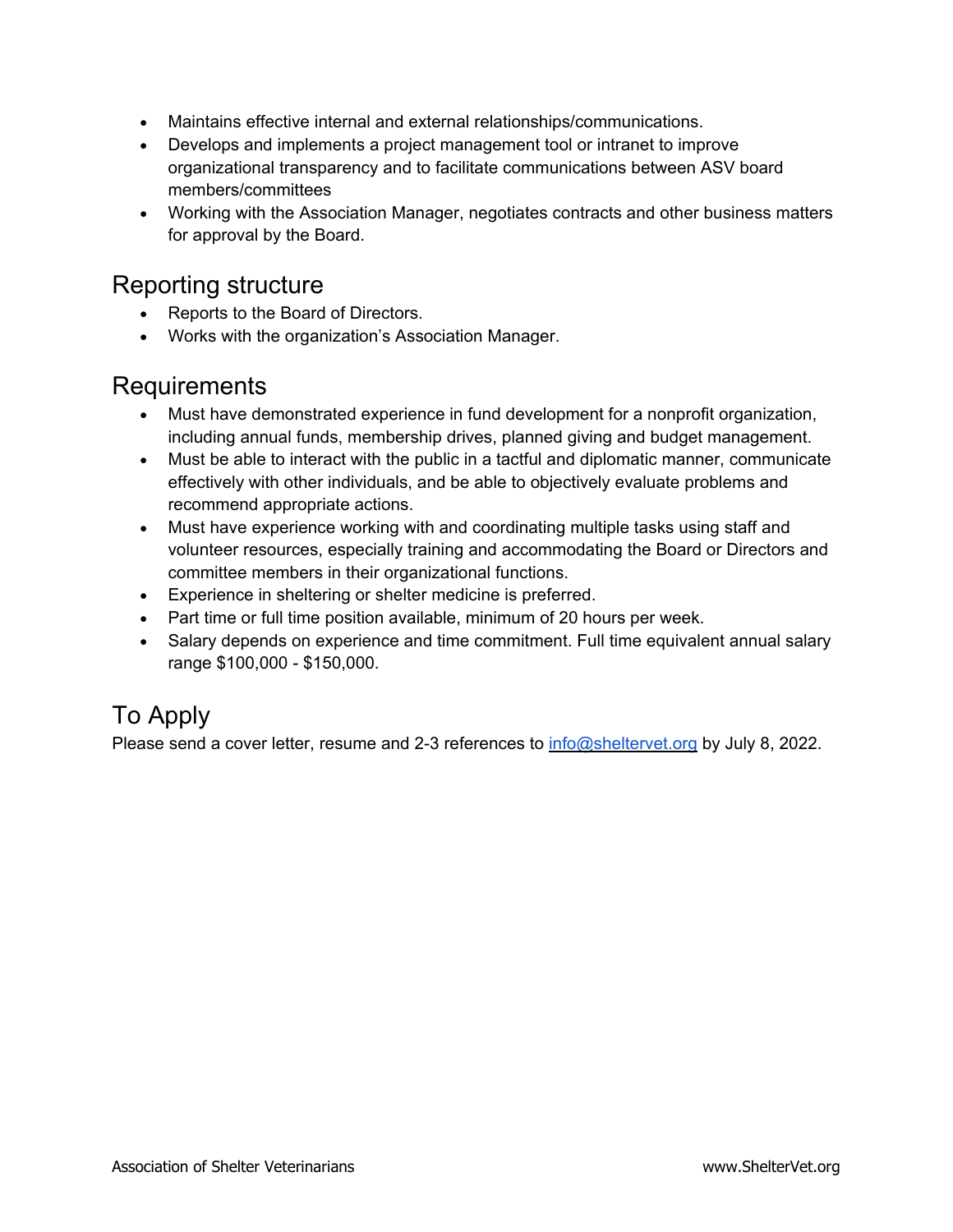- Maintains effective internal and external relationships/communications.
- Develops and implements a project management tool or intranet to improve organizational transparency and to facilitate communications between ASV board members/committees
- Working with the Association Manager, negotiates contracts and other business matters for approval by the Board.

## Reporting structure

- Reports to the Board of Directors.
- Works with the organization's Association Manager.

## Requirements

- Must have demonstrated experience in fund development for a nonprofit organization, including annual funds, membership drives, planned giving and budget management.
- Must be able to interact with the public in a tactful and diplomatic manner, communicate effectively with other individuals, and be able to objectively evaluate problems and recommend appropriate actions.
- Must have experience working with and coordinating multiple tasks using staff and volunteer resources, especially training and accommodating the Board or Directors and committee members in their organizational functions.
- Experience in sheltering or shelter medicine is preferred.
- Part time or full time position available, minimum of 20 hours per week.
- Salary depends on experience and time commitment. Full time equivalent annual salary range $100,000 - $150,000.

## To Apply

Please send a cover letter, resume and 2-3 references to info@sheltervet.org by July 8, 2022.